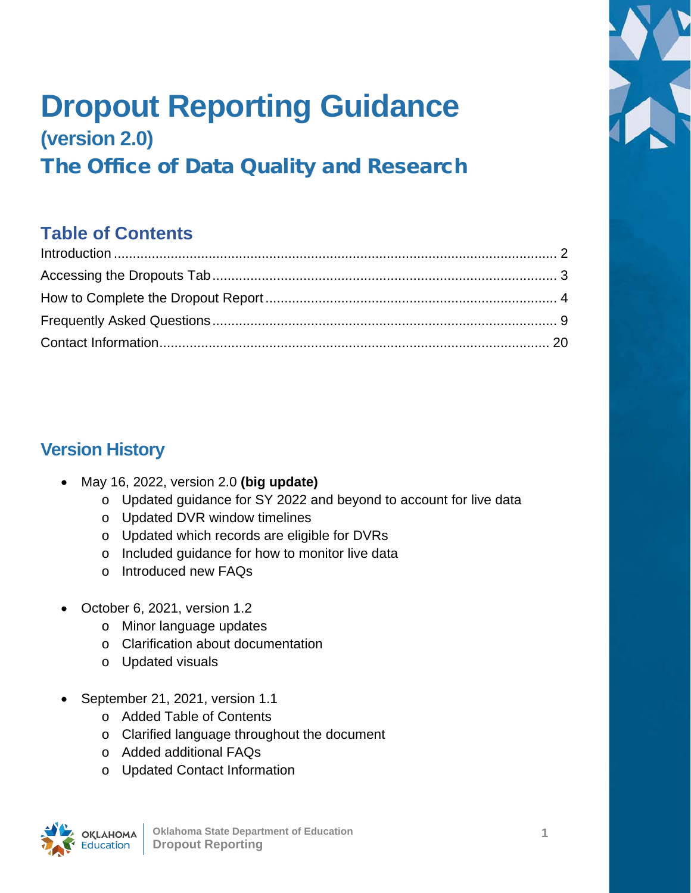# Dropout Reporting Guidance

## (version 2.0)

## The Office of Data Quality and Research

## Table of Contents

Introduction ........................................................................................................ 2
Accessing the Dropouts Tab ............................................................................. 3
How to Complete the Dropout Report ............................................................... 4
Frequently Asked Questions ............................................................................. 9
Contact Information ......................................................................................... 20

## Version History

- May 16, 2022, version 2.0 **(big update)**
  - Updated guidance for SY 2022 and beyond to account for live data
  - Updated DVR window timelines
  - Updated which records are eligible for DVRs
  - Included guidance for how to monitor live data
  - Introduced new FAQs

- October 6, 2021, version 1.2
  - Minor language updates
  - Clarification about documentation
  - Updated visuals

- September 21, 2021, version 1.1
  - Added Table of Contents
  - Clarified language throughout the document
  - Added additional FAQs
  - Updated Contact Information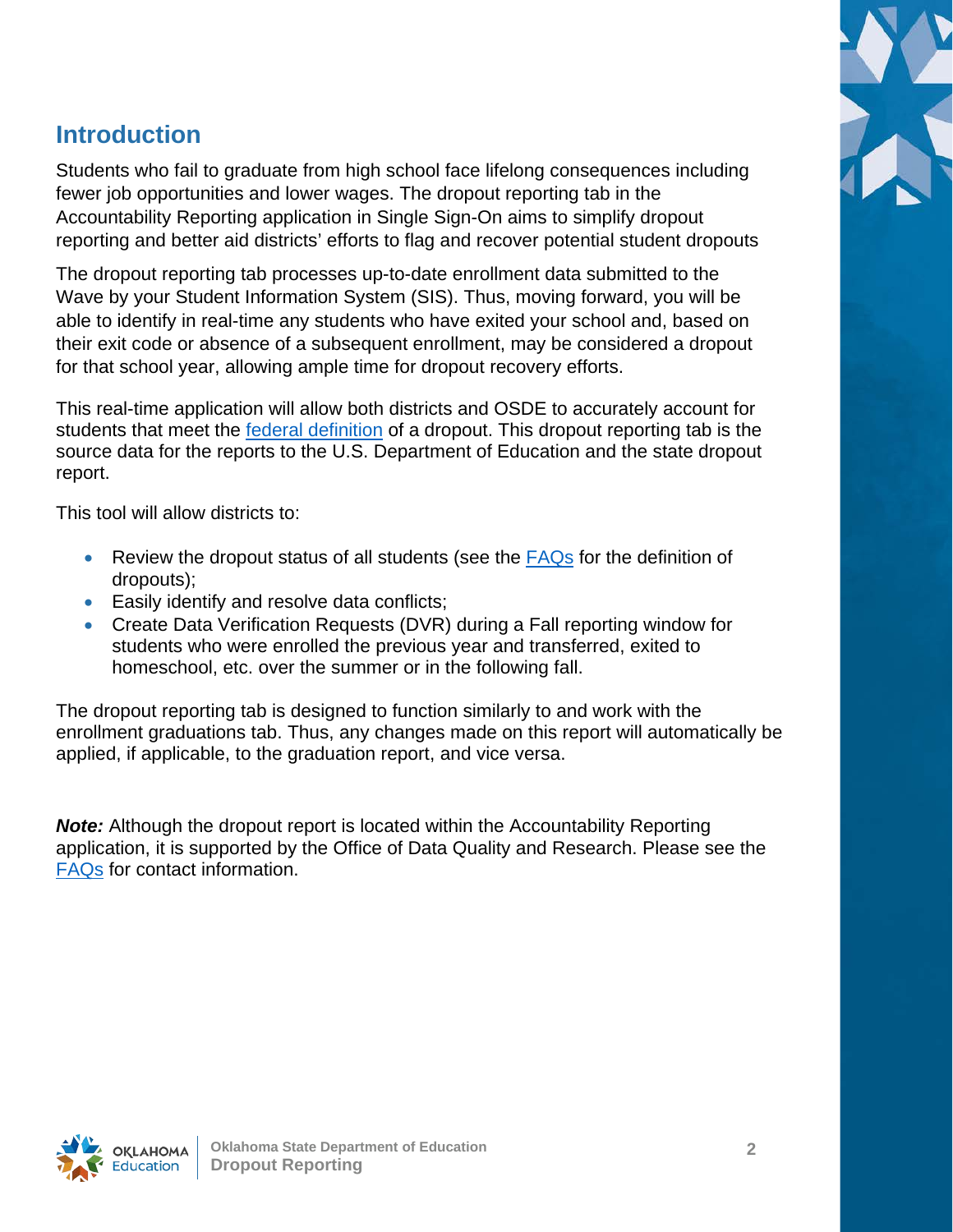## Introduction

Students who fail to graduate from high school face lifelong consequences including fewer job opportunities and lower wages. The dropout reporting tab in the Accountability Reporting application in Single Sign-On aims to simplify dropout reporting and better aid districts' efforts to flag and recover potential student dropouts

The dropout reporting tab processes up-to-date enrollment data submitted to the Wave by your Student Information System (SIS). Thus, moving forward, you will be able to identify in real-time any students who have exited your school and, based on their exit code or absence of a subsequent enrollment, may be considered a dropout for that school year, allowing ample time for dropout recovery efforts.

This real-time application will allow both districts and OSDE to accurately account for students that meet the federal definition of a dropout. This dropout reporting tab is the source data for the reports to the U.S. Department of Education and the state dropout report.

This tool will allow districts to:

- Review the dropout status of all students (see the FAQs for the definition of dropouts);
- Easily identify and resolve data conflicts;
- Create Data Verification Requests (DVR) during a Fall reporting window for students who were enrolled the previous year and transferred, exited to homeschool, etc. over the summer or in the following fall.

The dropout reporting tab is designed to function similarly to and work with the enrollment graduations tab. Thus, any changes made on this report will automatically be applied, if applicable, to the graduation report, and vice versa.

***Note:*** Although the dropout report is located within the Accountability Reporting application, it is supported by the Office of Data Quality and Research. Please see the FAQs for contact information.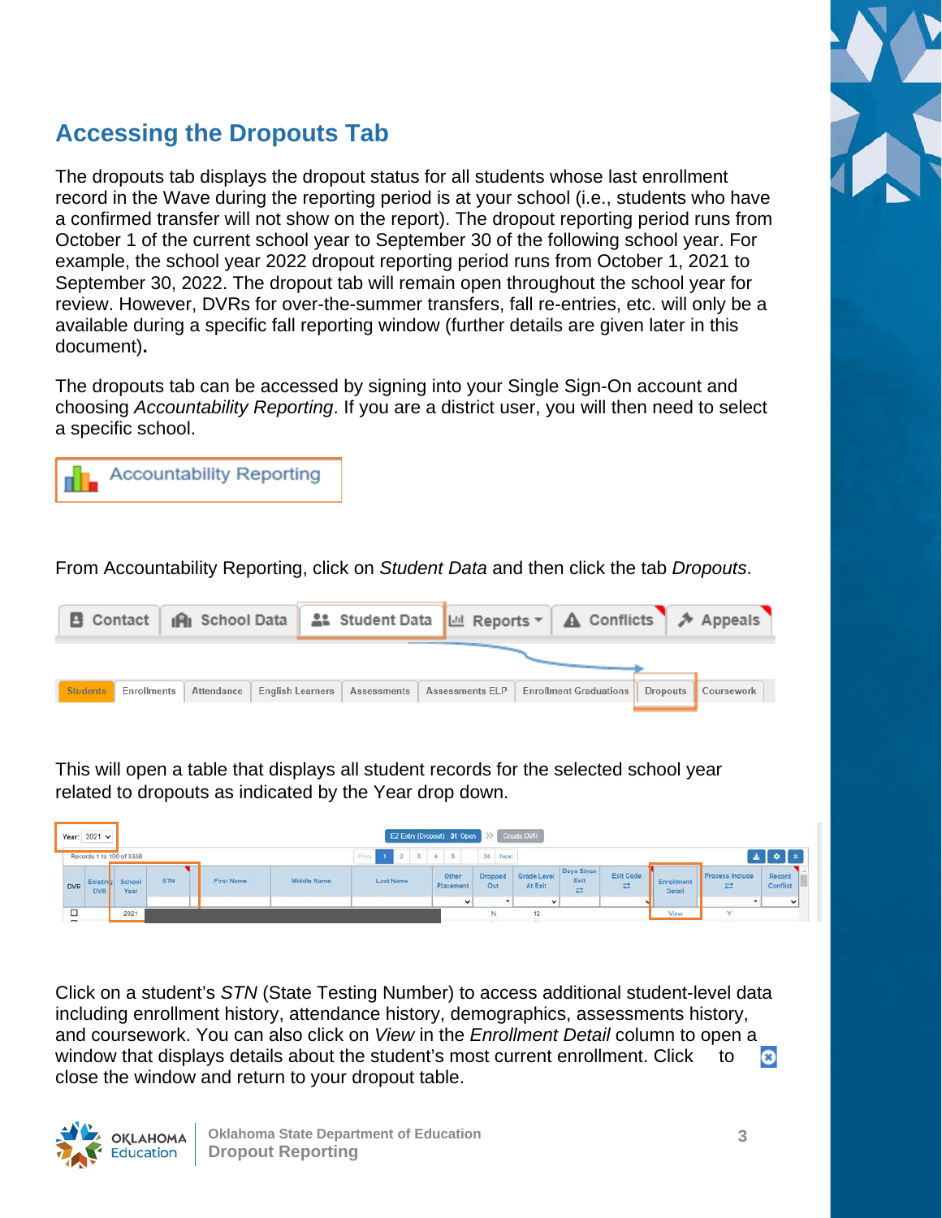# Accessing the Dropouts Tab

The dropouts tab displays the dropout status for all students whose last enrollment record in the Wave during the reporting period is at your school (i.e., students who have a confirmed transfer will not show on the report). The dropout reporting period runs from October 1 of the current school year to September 30 of the following school year. For example, the school year 2022 dropout reporting period runs from October 1, 2021 to September 30, 2022. The dropout tab will remain open throughout the school year for review. However, DVRs for over-the-summer transfers, fall re-entries, etc. will only be a available during a specific fall reporting window (further details are given later in this document)**.**

The dropouts tab can be accessed by signing into your Single Sign-On account and choosing *Accountability Reporting*. If you are a district user, you will then need to select a specific school.

From Accountability Reporting, click on *Student Data* and then click the tab *Dropouts*.

This will open a table that displays all student records for the selected school year related to dropouts as indicated by the Year drop down.

Click on a student's *STN* (State Testing Number) to access additional student-level data including enrollment history, attendance history, demographics, assessments history, and coursework. You can also click on *View* in the *Enrollment Detail* column to open a window that displays details about the student's most current enrollment. Click to close the window and return to your dropout table.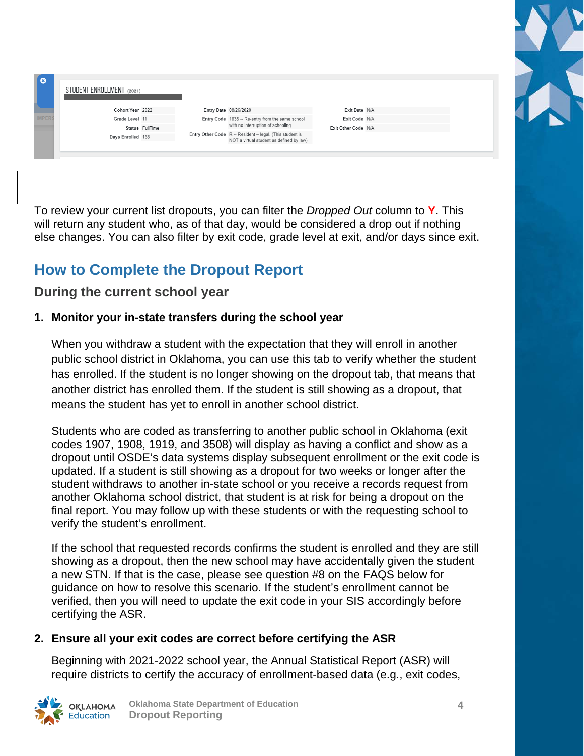| STUDENT ENROLLMENT (2021) | | | | | |
|---|---|---|---|---|---|
| Cohort Year | 2022 | Entry Date | 08/26/2020 | Exit Date | N/A |
| Grade Level | 11 | Entry Code | 1835 -- Re-entry from the same school with no interruption of schooling | Exit Code | N/A |
| Status | FullTime | Entry Other Code | R -- Resident – legal (This student is NOT a virtual student as defined by law) | Exit Other Code | N/A |
| Days Enrolled | 168 | | | | |

To review your current list dropouts, you can filter the *Dropped Out* column to **Y**. This will return any student who, as of that day, would be considered a drop out if nothing else changes. You can also filter by exit code, grade level at exit, and/or days since exit.

## How to Complete the Dropout Report

### During the current school year

**1. Monitor your in-state transfers during the school year**

When you withdraw a student with the expectation that they will enroll in another public school district in Oklahoma, you can use this tab to verify whether the student has enrolled. If the student is no longer showing on the dropout tab, that means that another district has enrolled them. If the student is still showing as a dropout, that means the student has yet to enroll in another school district.

Students who are coded as transferring to another public school in Oklahoma (exit codes 1907, 1908, 1919, and 3508) will display as having a conflict and show as a dropout until OSDE's data systems display subsequent enrollment or the exit code is updated. If a student is still showing as a dropout for two weeks or longer after the student withdraws to another in-state school or you receive a records request from another Oklahoma school district, that student is at risk for being a dropout on the final report. You may follow up with these students or with the requesting school to verify the student's enrollment.

If the school that requested records confirms the student is enrolled and they are still showing as a dropout, then the new school may have accidentally given the student a new STN. If that is the case, please see question #8 on the FAQS below for guidance on how to resolve this scenario. If the student's enrollment cannot be verified, then you will need to update the exit code in your SIS accordingly before certifying the ASR.

**2. Ensure all your exit codes are correct before certifying the ASR**

Beginning with 2021-2022 school year, the Annual Statistical Report (ASR) will require districts to certify the accuracy of enrollment-based data (e.g., exit codes,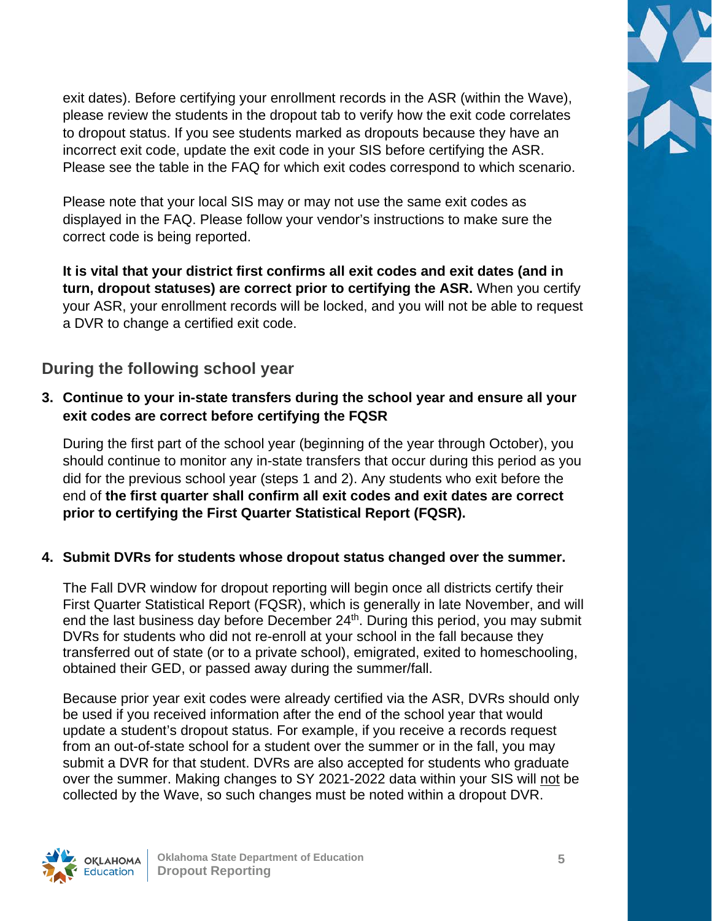exit dates). Before certifying your enrollment records in the ASR (within the Wave), please review the students in the dropout tab to verify how the exit code correlates to dropout status. If you see students marked as dropouts because they have an incorrect exit code, update the exit code in your SIS before certifying the ASR. Please see the table in the FAQ for which exit codes correspond to which scenario.

Please note that your local SIS may or may not use the same exit codes as displayed in the FAQ. Please follow your vendor's instructions to make sure the correct code is being reported.

**It is vital that your district first confirms all exit codes and exit dates (and in turn, dropout statuses) are correct prior to certifying the ASR.** When you certify your ASR, your enrollment records will be locked, and you will not be able to request a DVR to change a certified exit code.

## During the following school year

**3. Continue to your in-state transfers during the school year and ensure all your exit codes are correct before certifying the FQSR**

During the first part of the school year (beginning of the year through October), you should continue to monitor any in-state transfers that occur during this period as you did for the previous school year (steps 1 and 2). Any students who exit before the end of **the first quarter shall confirm all exit codes and exit dates are correct prior to certifying the First Quarter Statistical Report (FQSR).**

**4. Submit DVRs for students whose dropout status changed over the summer.**

The Fall DVR window for dropout reporting will begin once all districts certify their First Quarter Statistical Report (FQSR), which is generally in late November, and will end the last business day before December 24th. During this period, you may submit DVRs for students who did not re-enroll at your school in the fall because they transferred out of state (or to a private school), emigrated, exited to homeschooling, obtained their GED, or passed away during the summer/fall.

Because prior year exit codes were already certified via the ASR, DVRs should only be used if you received information after the end of the school year that would update a student's dropout status. For example, if you receive a records request from an out-of-state school for a student over the summer or in the fall, you may submit a DVR for that student. DVRs are also accepted for students who graduate over the summer. Making changes to SY 2021-2022 data within your SIS will not be collected by the Wave, so such changes must be noted within a dropout DVR.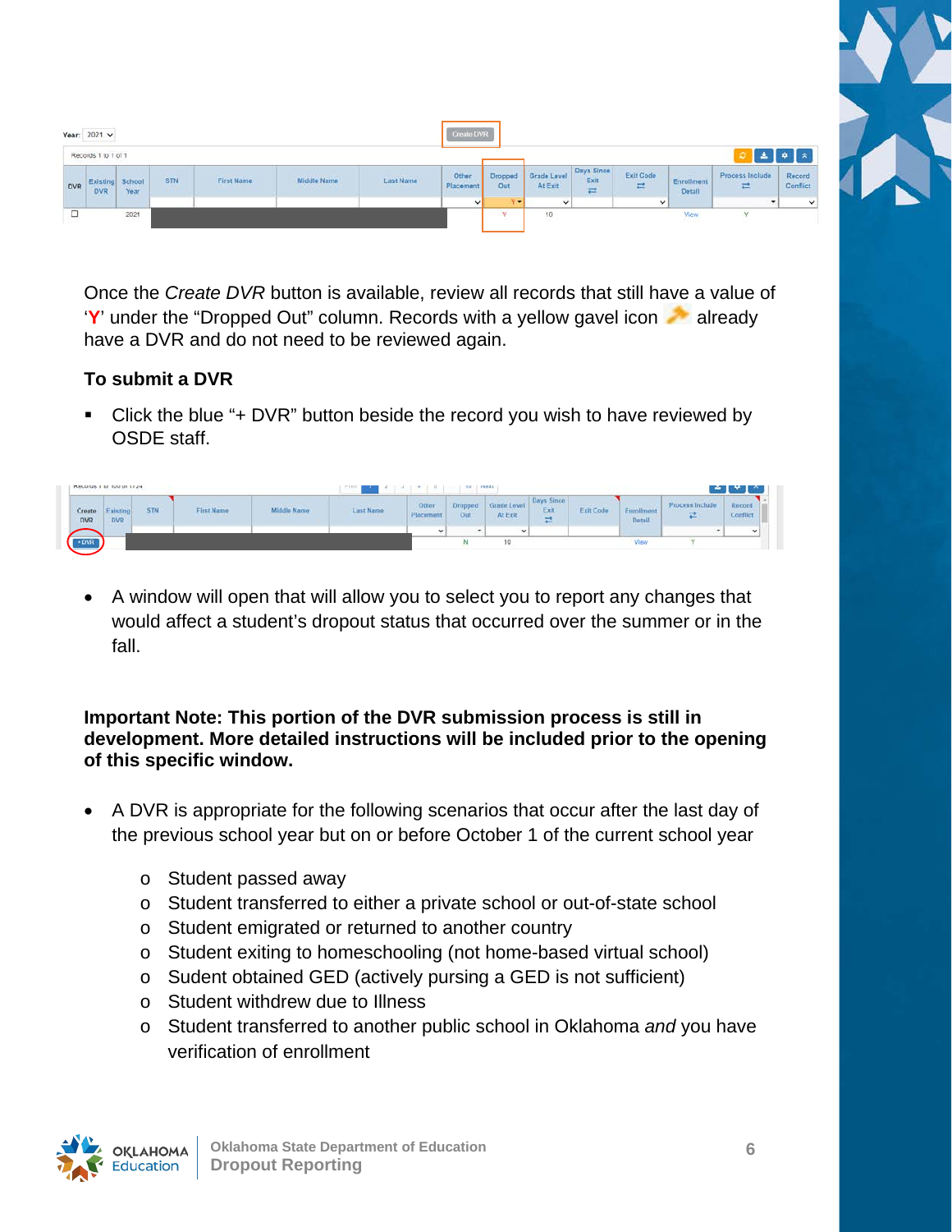Once the *Create DVR* button is available, review all records that still have a value of '**Y**' under the "Dropped Out" column. Records with a yellow gavel icon already have a DVR and do not need to be reviewed again.

**To submit a DVR**

- Click the blue "+ DVR" button beside the record you wish to have reviewed by OSDE staff.

- A window will open that will allow you to select you to report any changes that would affect a student's dropout status that occurred over the summer or in the fall.

**Important Note: This portion of the DVR submission process is still in development. More detailed instructions will be included prior to the opening of this specific window.**

- A DVR is appropriate for the following scenarios that occur after the last day of the previous school year but on or before October 1 of the current school year
  - Student passed away
  - Student transferred to either a private school or out-of-state school
  - Student emigrated or returned to another country
  - Student exiting to homeschooling (not home-based virtual school)
  - Sudent obtained GED (actively pursing a GED is not sufficient)
  - Student withdrew due to Illness
  - Student transferred to another public school in Oklahoma *and* you have verification of enrollment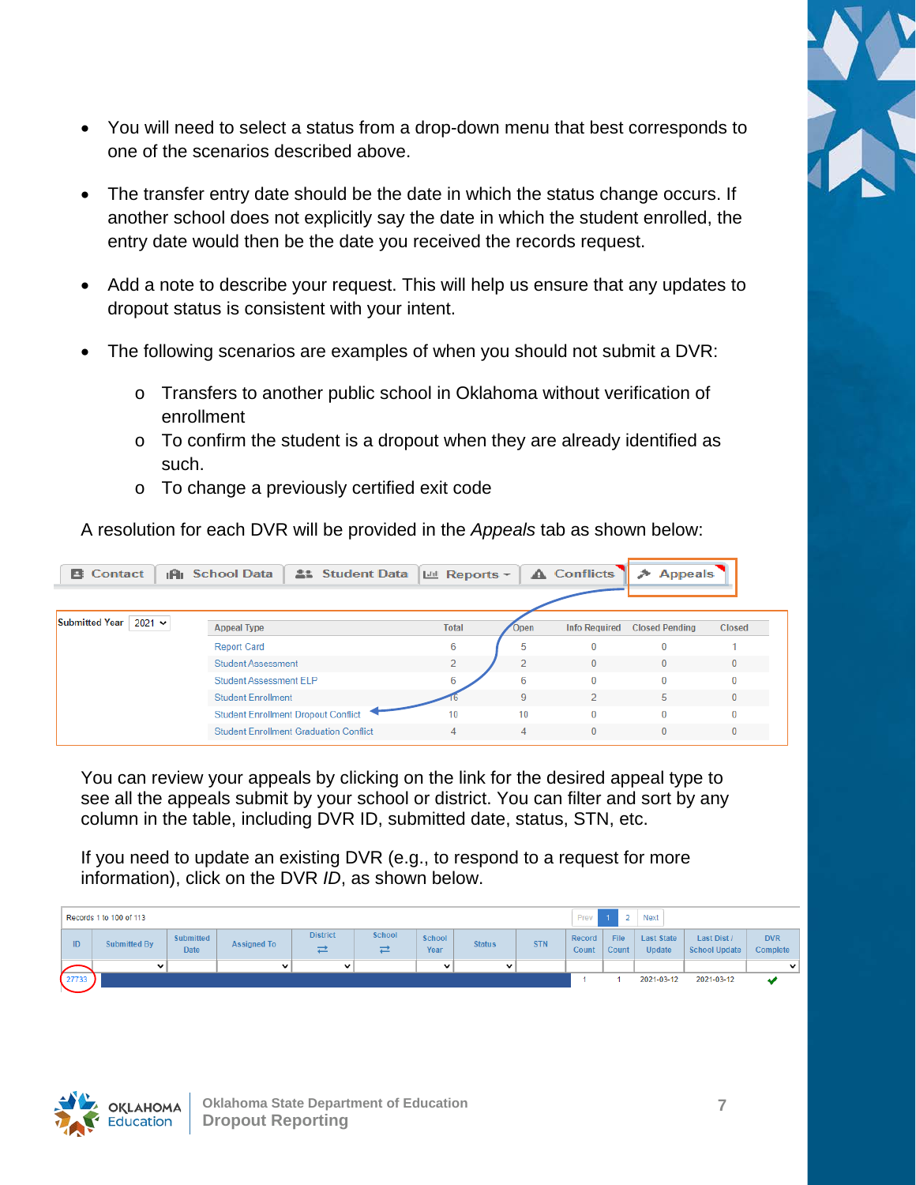- You will need to select a status from a drop-down menu that best corresponds to one of the scenarios described above.

- The transfer entry date should be the date in which the status change occurs. If another school does not explicitly say the date in which the student enrolled, the entry date would then be the date you received the records request.

- Add a note to describe your request. This will help us ensure that any updates to dropout status is consistent with your intent.

- The following scenarios are examples of when you should not submit a DVR:

  - Transfers to another public school in Oklahoma without verification of enrollment
  - To confirm the student is a dropout when they are already identified as such.
  - To change a previously certified exit code

A resolution for each DVR will be provided in the *Appeals* tab as shown below:

Contact | School Data | Student Data | Reports | Conflicts | Appeals

Submitted Year: 2021

| Appeal Type | Total | Open | Info Required | Closed Pending | Closed |
|---|---|---|---|---|---|
| Report Card | 6 | 5 | 0 | 0 | 1 |
| Student Assessment | 2 | 2 | 0 | 0 | 0 |
| Student Assessment ELP | 6 | 6 | 0 | 0 | 0 |
| Student Enrollment | 16 | 9 | 2 | 5 | 0 |
| Student Enrollment Dropout Conflict | 10 | 10 | 0 | 0 | 0 |
| Student Enrollment Graduation Conflict | 4 | 4 | 0 | 0 | 0 |

You can review your appeals by clicking on the link for the desired appeal type to see all the appeals submit by your school or district. You can filter and sort by any column in the table, including DVR ID, submitted date, status, STN, etc.

If you need to update an existing DVR (e.g., to respond to a request for more information), click on the DVR *ID*, as shown below.

Records 1 to 100 of 113

| ID | Submitted By | Submitted Date | Assigned To | District | School | School Year | Status | STN | Record Count | File Count | Last State Update | Last Dist / School Update | DVR Complete |
|---|---|---|---|---|---|---|---|---|---|---|---|---|---|
| 27733 | | | | | | | | | 1 | 1 | 2021-03-12 | 2021-03-12 | ✔ |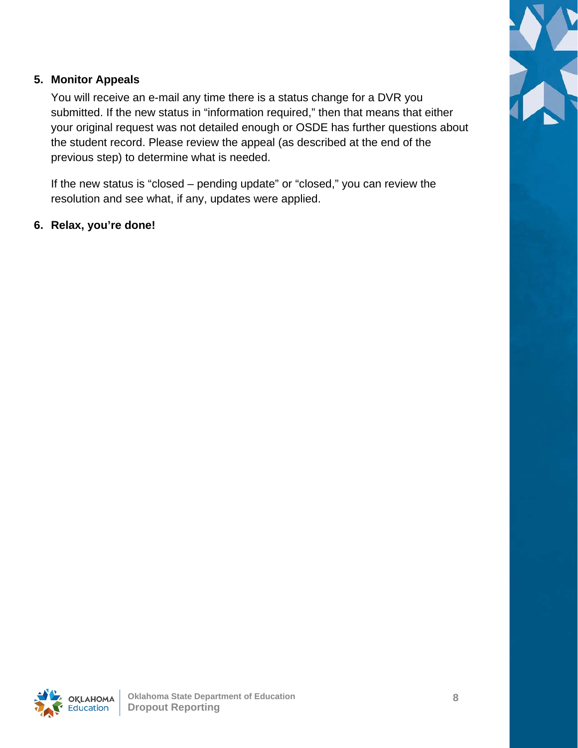5. **Monitor Appeals**

   You will receive an e-mail any time there is a status change for a DVR you submitted. If the new status in "information required," then that means that either your original request was not detailed enough or OSDE has further questions about the student record. Please review the appeal (as described at the end of the previous step) to determine what is needed.

   If the new status is "closed – pending update" or "closed," you can review the resolution and see what, if any, updates were applied.

6. **Relax, you're done!**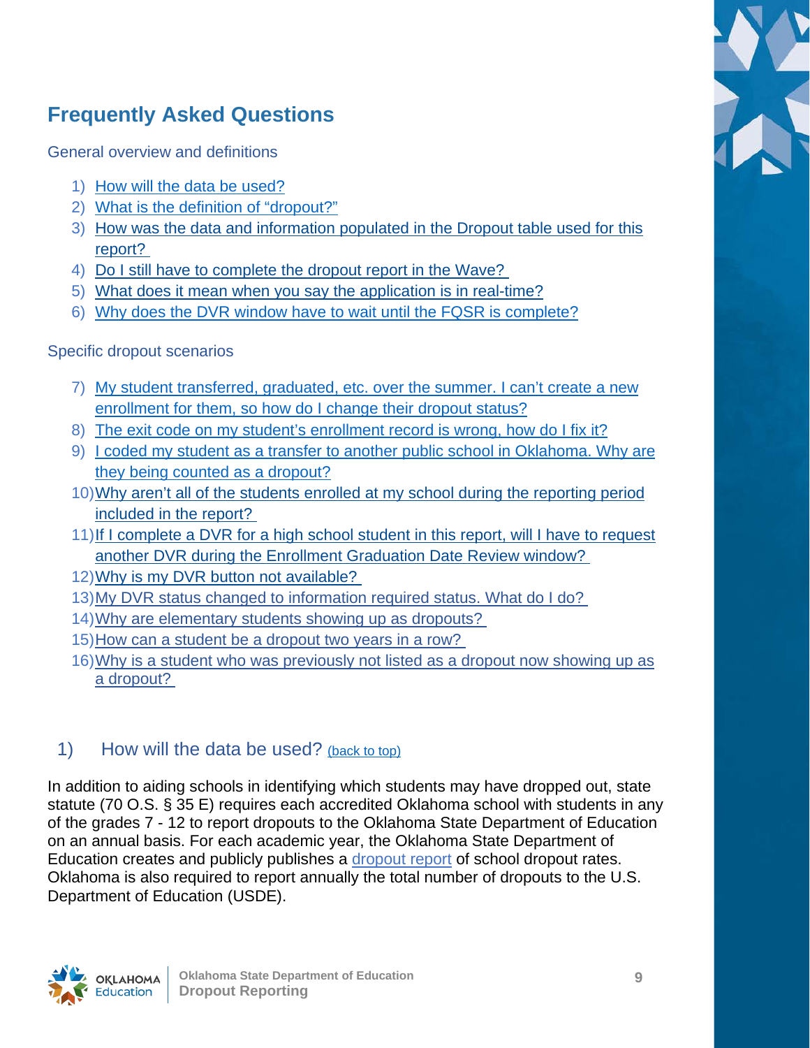# Frequently Asked Questions

## General overview and definitions

1) How will the data be used?
2) What is the definition of "dropout?"
3) How was the data and information populated in the Dropout table used for this report?
4) Do I still have to complete the dropout report in the Wave?
5) What does it mean when you say the application is in real-time?
6) Why does the DVR window have to wait until the FQSR is complete?

## Specific dropout scenarios

7) My student transferred, graduated, etc. over the summer. I can't create a new enrollment for them, so how do I change their dropout status?
8) The exit code on my student's enrollment record is wrong, how do I fix it?
9) I coded my student as a transfer to another public school in Oklahoma. Why are they being counted as a dropout?
10) Why aren't all of the students enrolled at my school during the reporting period included in the report?
11) If I complete a DVR for a high school student in this report, will I have to request another DVR during the Enrollment Graduation Date Review window?
12) Why is my DVR button not available?
13) My DVR status changed to information required status. What do I do?
14) Why are elementary students showing up as dropouts?
15) How can a student be a dropout two years in a row?
16) Why is a student who was previously not listed as a dropout now showing up as a dropout?

### 1) How will the data be used? (back to top)

In addition to aiding schools in identifying which students may have dropped out, state statute (70 O.S. § 35 E) requires each accredited Oklahoma school with students in any of the grades 7 - 12 to report dropouts to the Oklahoma State Department of Education on an annual basis. For each academic year, the Oklahoma State Department of Education creates and publicly publishes a dropout report of school dropout rates. Oklahoma is also required to report annually the total number of dropouts to the U.S. Department of Education (USDE).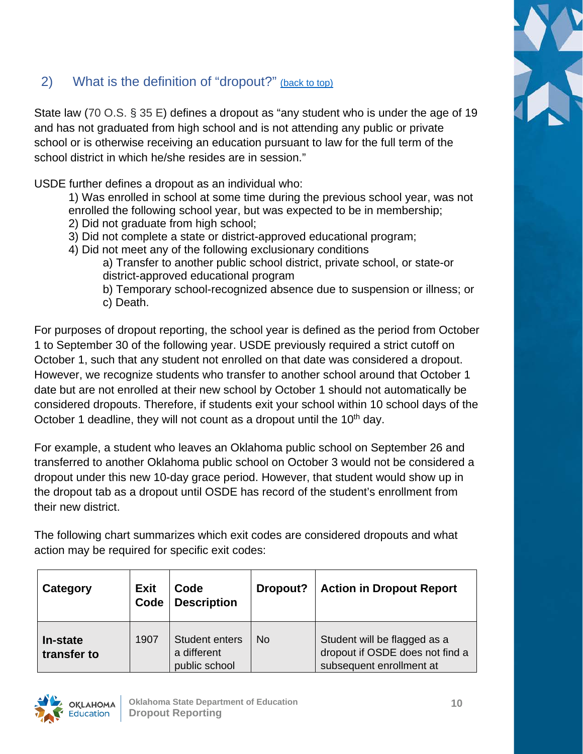## 2) What is the definition of "dropout?" (back to top)

State law (70 O.S. § 35 E) defines a dropout as "any student who is under the age of 19 and has not graduated from high school and is not attending any public or private school or is otherwise receiving an education pursuant to law for the full term of the school district in which he/she resides are in session."

USDE further defines a dropout as an individual who:

1) Was enrolled in school at some time during the previous school year, was not enrolled the following school year, but was expected to be in membership;
2) Did not graduate from high school;
3) Did not complete a state or district-approved educational program;
4) Did not meet any of the following exclusionary conditions
   - a) Transfer to another public school district, private school, or state-or district-approved educational program
   - b) Temporary school-recognized absence due to suspension or illness; or
   - c) Death.

For purposes of dropout reporting, the school year is defined as the period from October 1 to September 30 of the following year. USDE previously required a strict cutoff on October 1, such that any student not enrolled on that date was considered a dropout. However, we recognize students who transfer to another school around that October 1 date but are not enrolled at their new school by October 1 should not automatically be considered dropouts. Therefore, if students exit your school within 10 school days of the October 1 deadline, they will not count as a dropout until the 10th day.

For example, a student who leaves an Oklahoma public school on September 26 and transferred to another Oklahoma public school on October 3 would not be considered a dropout under this new 10-day grace period. However, that student would show up in the dropout tab as a dropout until OSDE has record of the student's enrollment from their new district.

The following chart summarizes which exit codes are considered dropouts and what action may be required for specific exit codes:

| Category | Exit Code | Code Description | Dropout? | Action in Dropout Report |
|---|---|---|---|---|
| **In-state transfer to** | 1907 | Student enters a different public school | No | Student will be flagged as a dropout if OSDE does not find a subsequent enrollment at |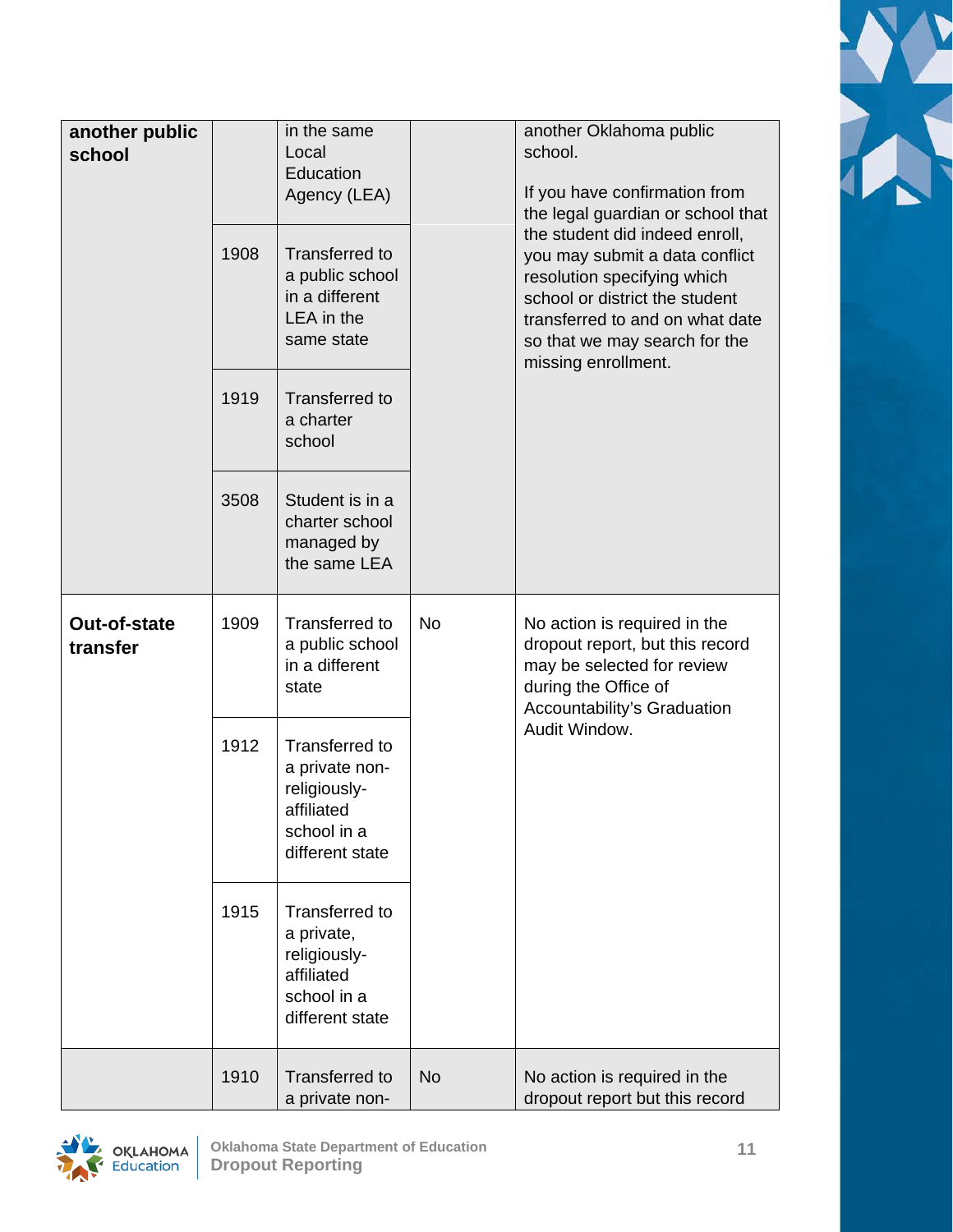| | | | | |
|---|---|---|---|---|
| **another public school** | | in the same Local Education Agency (LEA) | | another Oklahoma public school.<br><br>If you have confirmation from the legal guardian or school that the student did indeed enroll, you may submit a data conflict resolution specifying which school or district the student transferred to and on what date so that we may search for the missing enrollment. |
| | 1908 | Transferred to a public school in a different LEA in the same state | | |
| | 1919 | Transferred to a charter school | | |
| | 3508 | Student is in a charter school managed by the same LEA | | |
| **Out-of-state transfer** | 1909 | Transferred to a public school in a different state | No | No action is required in the dropout report, but this record may be selected for review during the Office of Accountability's Graduation Audit Window. |
| | 1912 | Transferred to a private non-religiously-affiliated school in a different state | | |
| | 1915 | Transferred to a private, religiously-affiliated school in a different state | | |
| | 1910 | Transferred to a private non- | No | No action is required in the dropout report but this record |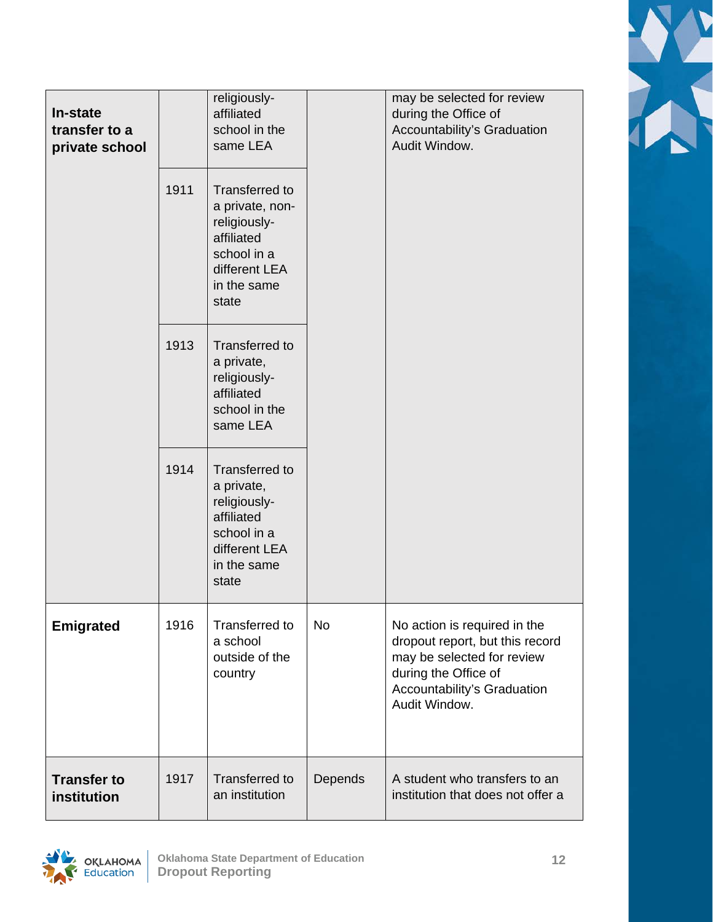| | | | | |
|---|---|---|---|---|
| **In-state transfer to a private school** | | religiously-affiliated school in the same LEA | | may be selected for review during the Office of Accountability's Graduation Audit Window. |
| | 1911 | Transferred to a private, non-religiously-affiliated school in a different LEA in the same state | | |
| | 1913 | Transferred to a private, religiously-affiliated school in the same LEA | | |
| | 1914 | Transferred to a private, religiously-affiliated school in a different LEA in the same state | | |
| **Emigrated** | 1916 | Transferred to a school outside of the country | No | No action is required in the dropout report, but this record may be selected for review during the Office of Accountability's Graduation Audit Window. |
| **Transfer to institution** | 1917 | Transferred to an institution | Depends | A student who transfers to an institution that does not offer a |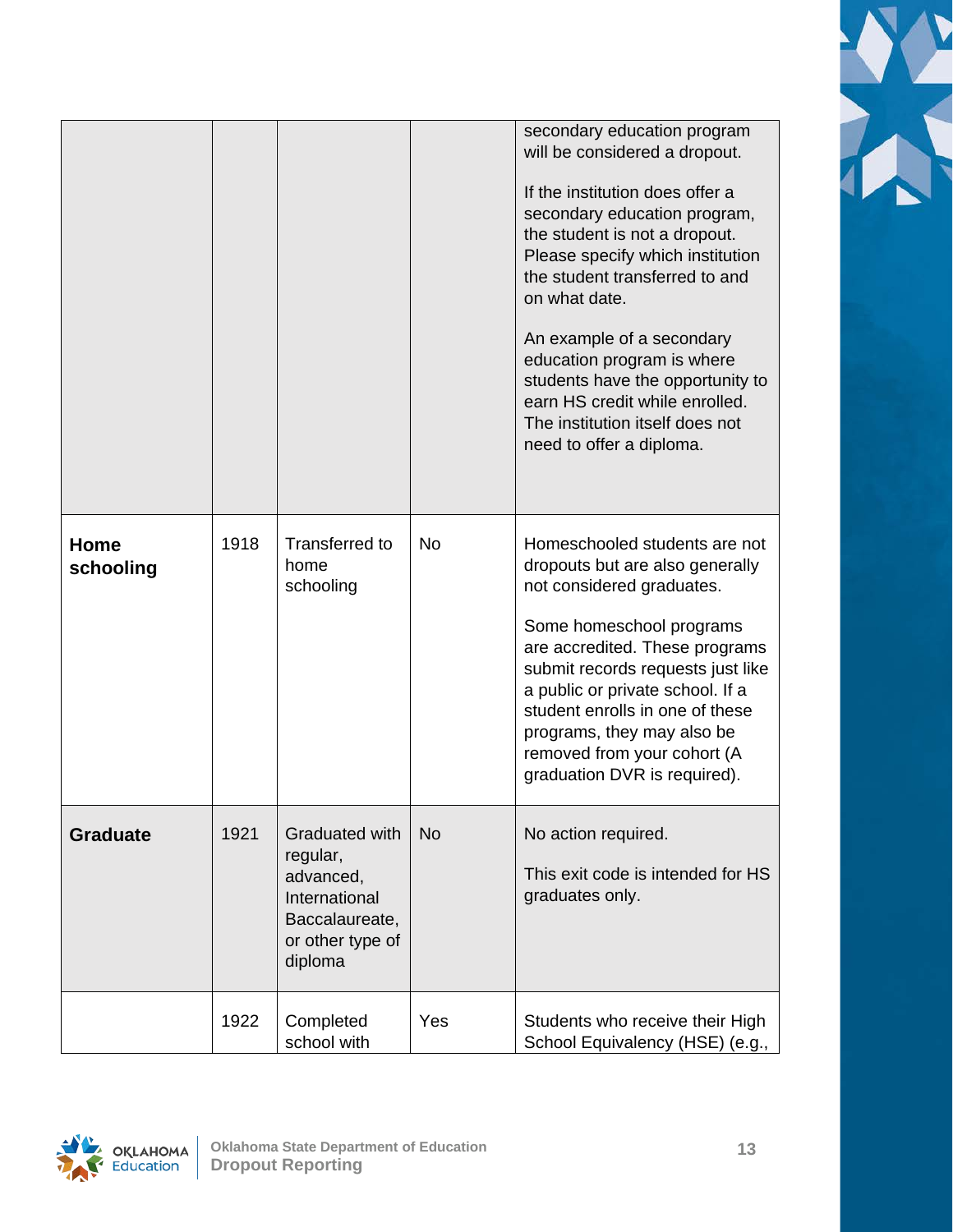| | | | | |
|---|---|---|---|---|
| | | | | secondary education program will be considered a dropout.<br><br>If the institution does offer a secondary education program, the student is not a dropout. Please specify which institution the student transferred to and on what date.<br><br>An example of a secondary education program is where students have the opportunity to earn HS credit while enrolled. The institution itself does not need to offer a diploma. |
| **Home schooling** | 1918 | Transferred to home schooling | No | Homeschooled students are not dropouts but are also generally not considered graduates.<br><br>Some homeschool programs are accredited. These programs submit records requests just like a public or private school. If a student enrolls in one of these programs, they may also be removed from your cohort (A graduation DVR is required). |
| **Graduate** | 1921 | Graduated with regular, advanced, International Baccalaureate, or other type of diploma | No | No action required.<br><br>This exit code is intended for HS graduates only. |
| | 1922 | Completed school with | Yes | Students who receive their High School Equivalency (HSE) (e.g., |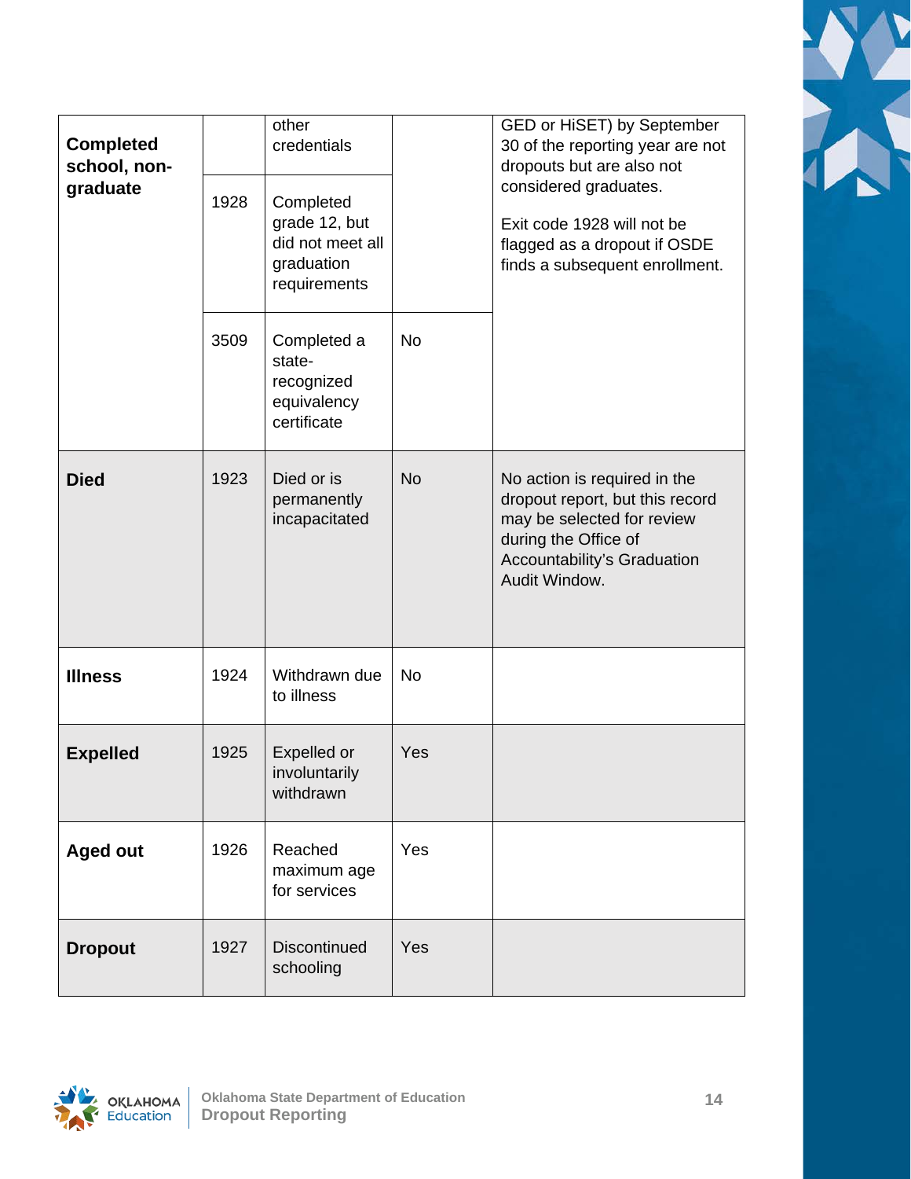| | | | | |
|---|---|---|---|---|
| **Completed school, non-graduate** | | other credentials | | GED or HiSET) by September 30 of the reporting year are not dropouts but are also not considered graduates.<br><br>Exit code 1928 will not be flagged as a dropout if OSDE finds a subsequent enrollment. |
| | 1928 | Completed grade 12, but did not meet all graduation requirements | | |
| | 3509 | Completed a state-recognized equivalency certificate | No | |
| **Died** | 1923 | Died or is permanently incapacitated | No | No action is required in the dropout report, but this record may be selected for review during the Office of Accountability's Graduation Audit Window. |
| **Illness** | 1924 | Withdrawn due to illness | No | |
| **Expelled** | 1925 | Expelled or involuntarily withdrawn | Yes | |
| **Aged out** | 1926 | Reached maximum age for services | Yes | |
| **Dropout** | 1927 | Discontinued schooling | Yes | |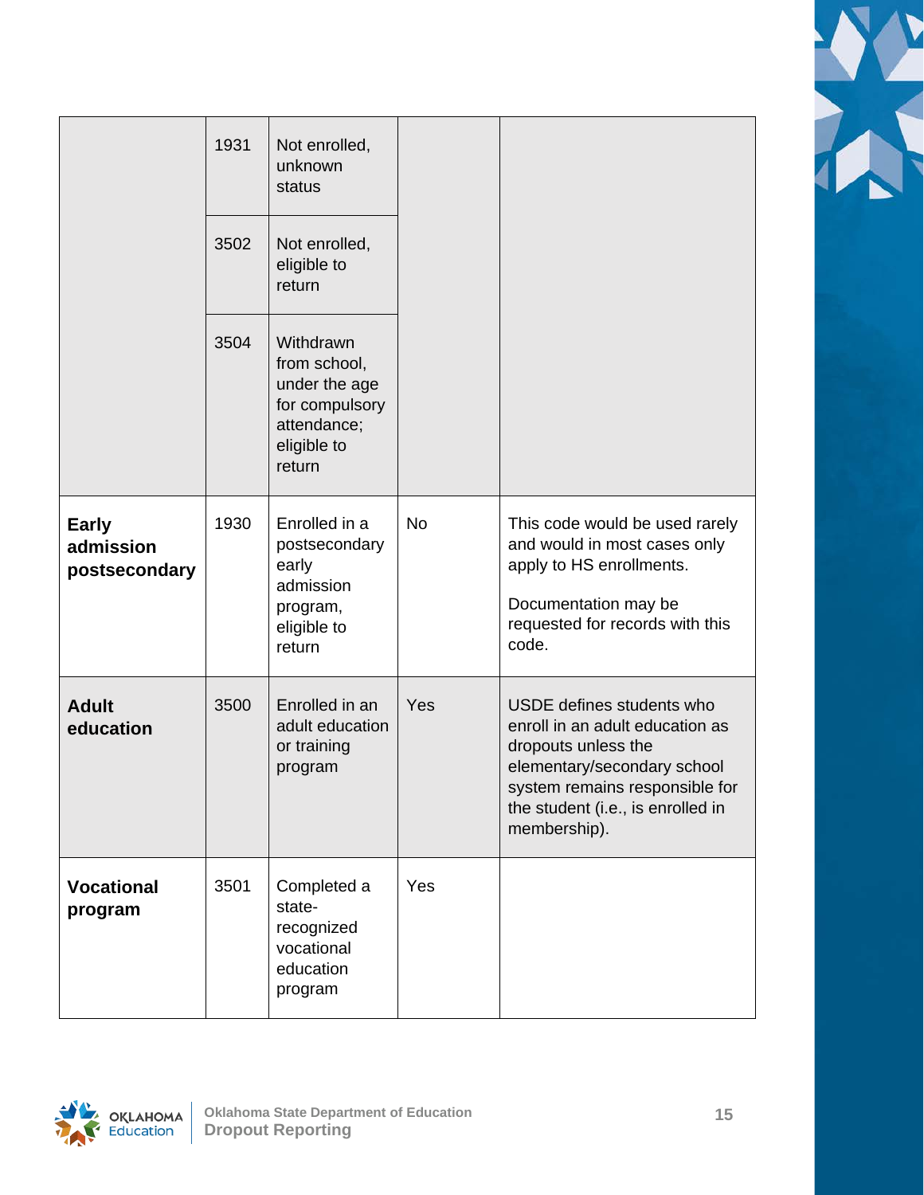| | | | | |
|---|---|---|---|---|
| | 1931 | Not enrolled, unknown status | | |
| | 3502 | Not enrolled, eligible to return | | |
| | 3504 | Withdrawn from school, under the age for compulsory attendance; eligible to return | | |
| **Early admission postsecondary** | 1930 | Enrolled in a postsecondary early admission program, eligible to return | No | This code would be used rarely and would in most cases only apply to HS enrollments.<br><br>Documentation may be requested for records with this code. |
| **Adult education** | 3500 | Enrolled in an adult education or training program | Yes | USDE defines students who enroll in an adult education as dropouts unless the elementary/secondary school system remains responsible for the student (i.e., is enrolled in membership). |
| **Vocational program** | 3501 | Completed a state-recognized vocational education program | Yes | |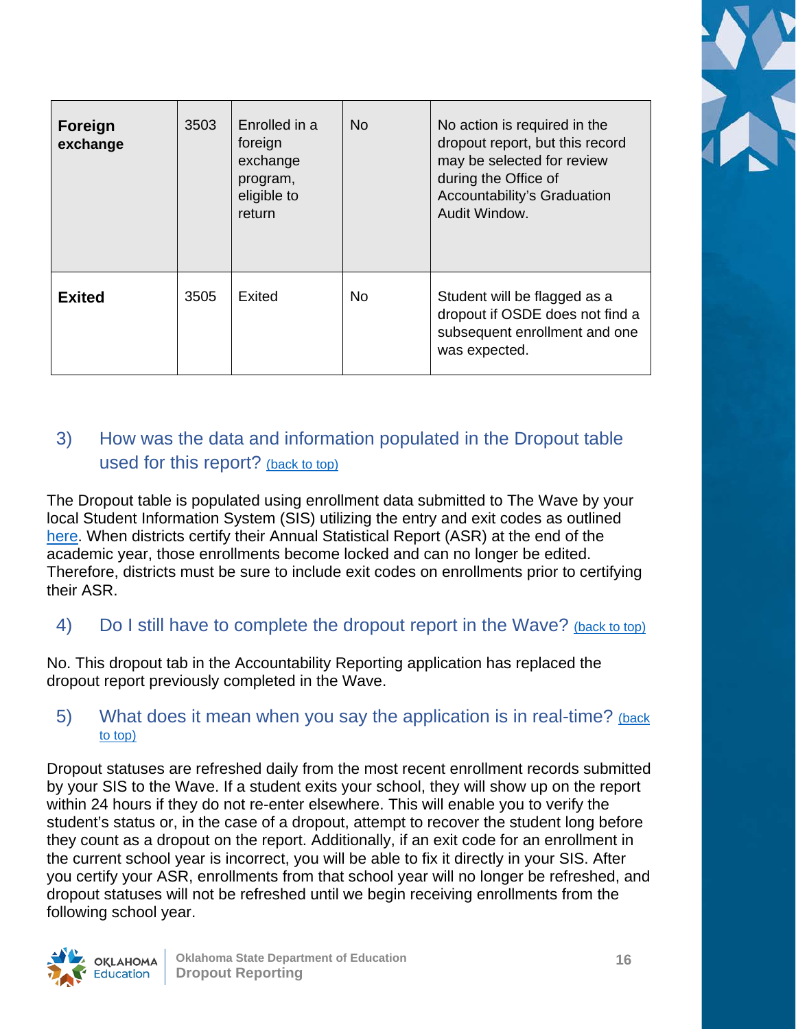| Foreign exchange | 3503 | Enrolled in a foreign exchange program, eligible to return | No | No action is required in the dropout report, but this record may be selected for review during the Office of Accountability's Graduation Audit Window. |
|---|---|---|---|---|
| **Exited** | 3505 | Exited | No | Student will be flagged as a dropout if OSDE does not find a subsequent enrollment and one was expected. |

## 3) How was the data and information populated in the Dropout table used for this report? (back to top)

The Dropout table is populated using enrollment data submitted to The Wave by your local Student Information System (SIS) utilizing the entry and exit codes as outlined here. When districts certify their Annual Statistical Report (ASR) at the end of the academic year, those enrollments become locked and can no longer be edited. Therefore, districts must be sure to include exit codes on enrollments prior to certifying their ASR.

## 4) Do I still have to complete the dropout report in the Wave? (back to top)

No. This dropout tab in the Accountability Reporting application has replaced the dropout report previously completed in the Wave.

## 5) What does it mean when you say the application is in real-time? (back to top)

Dropout statuses are refreshed daily from the most recent enrollment records submitted by your SIS to the Wave. If a student exits your school, they will show up on the report within 24 hours if they do not re-enter elsewhere. This will enable you to verify the student's status or, in the case of a dropout, attempt to recover the student long before they count as a dropout on the report. Additionally, if an exit code for an enrollment in the current school year is incorrect, you will be able to fix it directly in your SIS. After you certify your ASR, enrollments from that school year will no longer be refreshed, and dropout statuses will not be refreshed until we begin receiving enrollments from the following school year.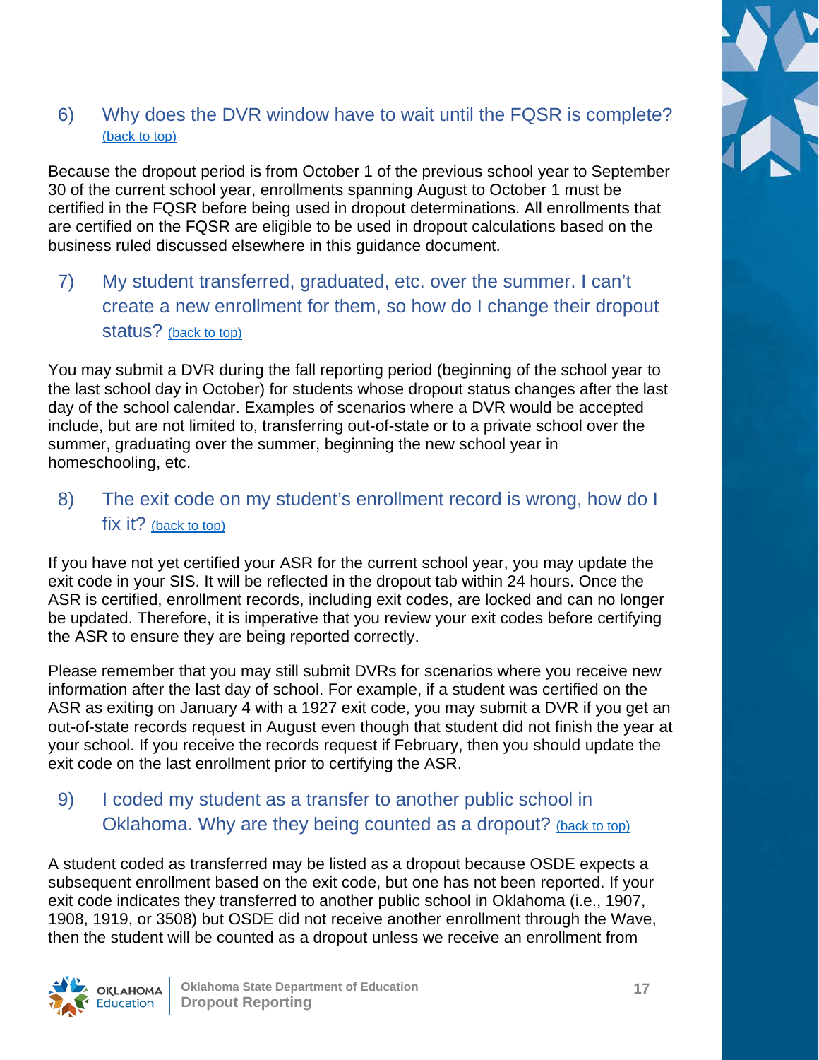### 6) Why does the DVR window have to wait until the FQSR is complete? (back to top)

Because the dropout period is from October 1 of the previous school year to September 30 of the current school year, enrollments spanning August to October 1 must be certified in the FQSR before being used in dropout determinations. All enrollments that are certified on the FQSR are eligible to be used in dropout calculations based on the business ruled discussed elsewhere in this guidance document.

### 7) My student transferred, graduated, etc. over the summer. I can't create a new enrollment for them, so how do I change their dropout status? (back to top)

You may submit a DVR during the fall reporting period (beginning of the school year to the last school day in October) for students whose dropout status changes after the last day of the school calendar. Examples of scenarios where a DVR would be accepted include, but are not limited to, transferring out-of-state or to a private school over the summer, graduating over the summer, beginning the new school year in homeschooling, etc.

### 8) The exit code on my student's enrollment record is wrong, how do I fix it? (back to top)

If you have not yet certified your ASR for the current school year, you may update the exit code in your SIS. It will be reflected in the dropout tab within 24 hours. Once the ASR is certified, enrollment records, including exit codes, are locked and can no longer be updated. Therefore, it is imperative that you review your exit codes before certifying the ASR to ensure they are being reported correctly.

Please remember that you may still submit DVRs for scenarios where you receive new information after the last day of school. For example, if a student was certified on the ASR as exiting on January 4 with a 1927 exit code, you may submit a DVR if you get an out-of-state records request in August even though that student did not finish the year at your school. If you receive the records request if February, then you should update the exit code on the last enrollment prior to certifying the ASR.

### 9) I coded my student as a transfer to another public school in Oklahoma. Why are they being counted as a dropout? (back to top)

A student coded as transferred may be listed as a dropout because OSDE expects a subsequent enrollment based on the exit code, but one has not been reported. If your exit code indicates they transferred to another public school in Oklahoma (i.e., 1907, 1908, 1919, or 3508) but OSDE did not receive another enrollment through the Wave, then the student will be counted as a dropout unless we receive an enrollment from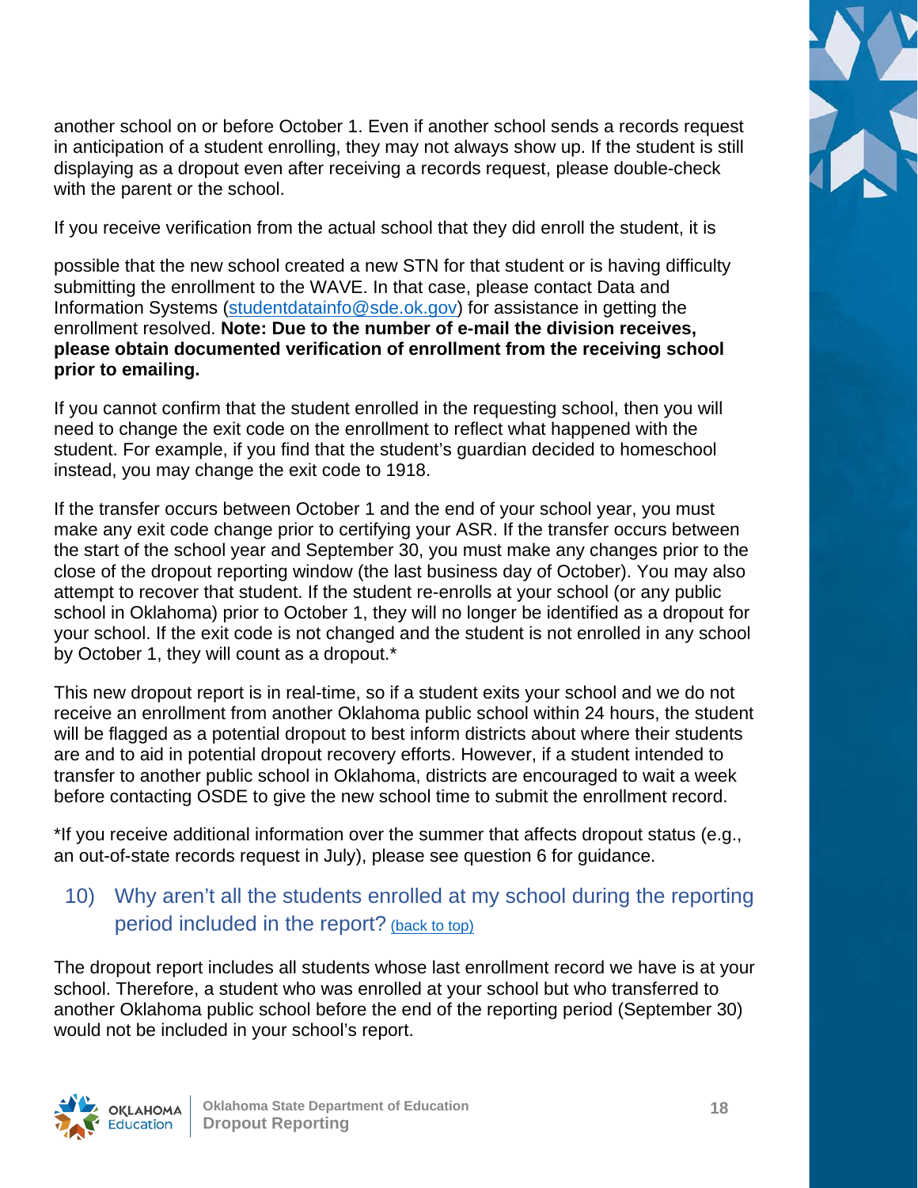another school on or before October 1. Even if another school sends a records request in anticipation of a student enrolling, they may not always show up. If the student is still displaying as a dropout even after receiving a records request, please double-check with the parent or the school.

If you receive verification from the actual school that they did enroll the student, it is

possible that the new school created a new STN for that student or is having difficulty submitting the enrollment to the WAVE. In that case, please contact Data and Information Systems (studentdatainfo@sde.ok.gov) for assistance in getting the enrollment resolved. **Note: Due to the number of e-mail the division receives, please obtain documented verification of enrollment from the receiving school prior to emailing.**

If you cannot confirm that the student enrolled in the requesting school, then you will need to change the exit code on the enrollment to reflect what happened with the student. For example, if you find that the student's guardian decided to homeschool instead, you may change the exit code to 1918.

If the transfer occurs between October 1 and the end of your school year, you must make any exit code change prior to certifying your ASR. If the transfer occurs between the start of the school year and September 30, you must make any changes prior to the close of the dropout reporting window (the last business day of October). You may also attempt to recover that student. If the student re-enrolls at your school (or any public school in Oklahoma) prior to October 1, they will no longer be identified as a dropout for your school. If the exit code is not changed and the student is not enrolled in any school by October 1, they will count as a dropout.*

This new dropout report is in real-time, so if a student exits your school and we do not receive an enrollment from another Oklahoma public school within 24 hours, the student will be flagged as a potential dropout to best inform districts about where their students are and to aid in potential dropout recovery efforts. However, if a student intended to transfer to another public school in Oklahoma, districts are encouraged to wait a week before contacting OSDE to give the new school time to submit the enrollment record.

*If you receive additional information over the summer that affects dropout status (e.g., an out-of-state records request in July), please see question 6 for guidance.

## 10) Why aren't all the students enrolled at my school during the reporting period included in the report? (back to top)

The dropout report includes all students whose last enrollment record we have is at your school. Therefore, a student who was enrolled at your school but who transferred to another Oklahoma public school before the end of the reporting period (September 30) would not be included in your school's report.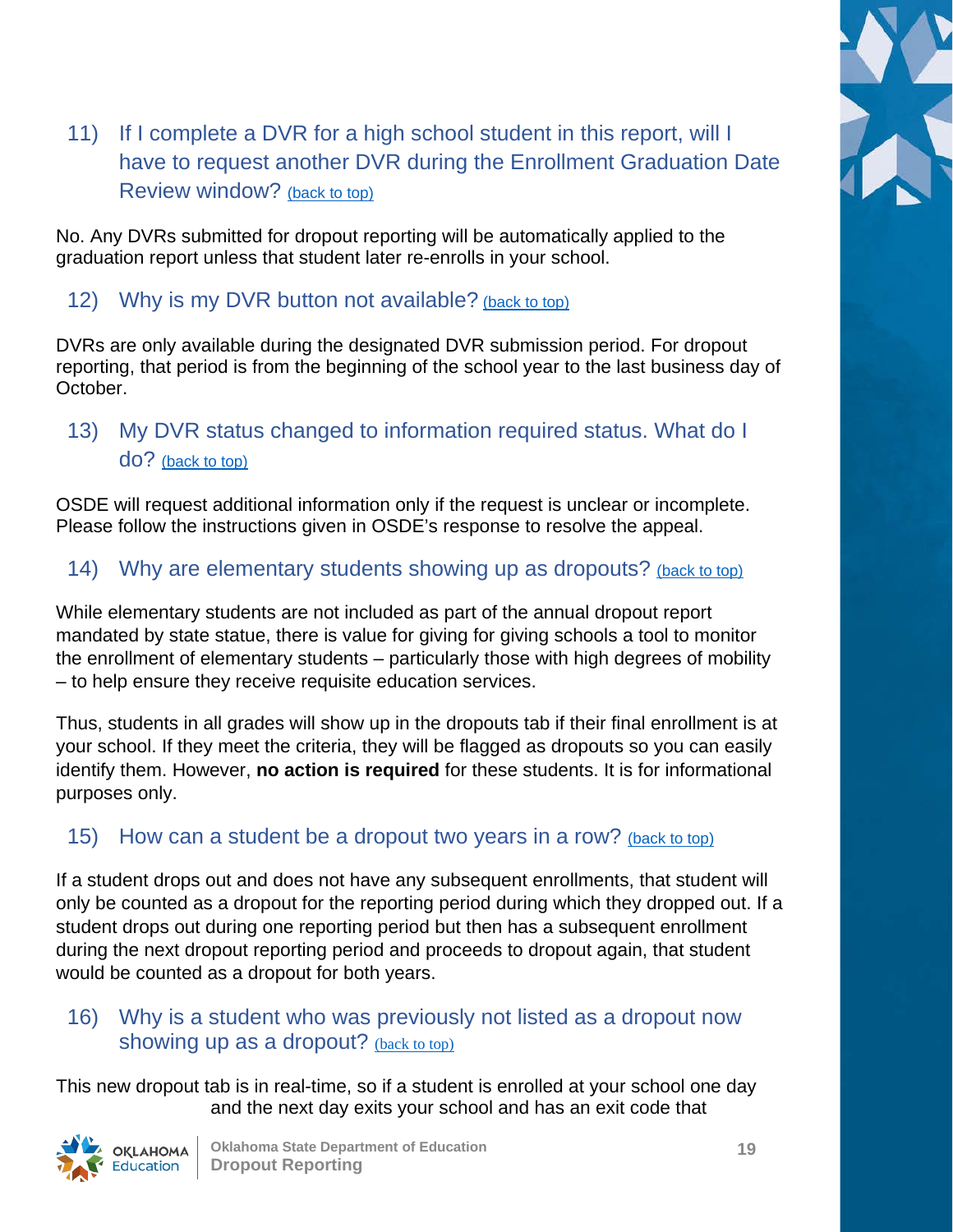## 11) If I complete a DVR for a high school student in this report, will I have to request another DVR during the Enrollment Graduation Date Review window? (back to top)

No. Any DVRs submitted for dropout reporting will be automatically applied to the graduation report unless that student later re-enrolls in your school.

## 12) Why is my DVR button not available? (back to top)

DVRs are only available during the designated DVR submission period. For dropout reporting, that period is from the beginning of the school year to the last business day of October.

## 13) My DVR status changed to information required status. What do I do? (back to top)

OSDE will request additional information only if the request is unclear or incomplete. Please follow the instructions given in OSDE's response to resolve the appeal.

## 14) Why are elementary students showing up as dropouts? (back to top)

While elementary students are not included as part of the annual dropout report mandated by state statue, there is value for giving for giving schools a tool to monitor the enrollment of elementary students – particularly those with high degrees of mobility – to help ensure they receive requisite education services.

Thus, students in all grades will show up in the dropouts tab if their final enrollment is at your school. If they meet the criteria, they will be flagged as dropouts so you can easily identify them. However, **no action is required** for these students. It is for informational purposes only.

## 15) How can a student be a dropout two years in a row? (back to top)

If a student drops out and does not have any subsequent enrollments, that student will only be counted as a dropout for the reporting period during which they dropped out. If a student drops out during one reporting period but then has a subsequent enrollment during the next dropout reporting period and proceeds to dropout again, that student would be counted as a dropout for both years.

## 16) Why is a student who was previously not listed as a dropout now showing up as a dropout? (back to top)

This new dropout tab is in real-time, so if a student is enrolled at your school one day and the next day exits your school and has an exit code that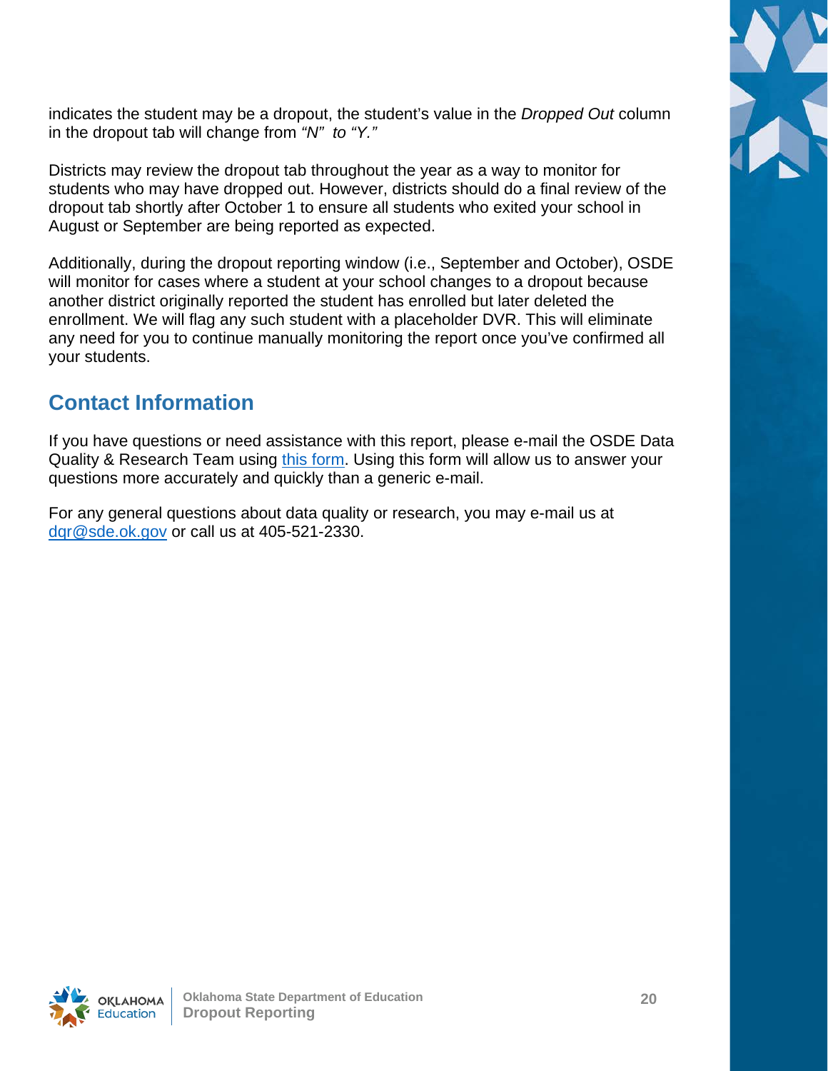indicates the student may be a dropout, the student's value in the *Dropped Out* column in the dropout tab will change from *"N" to "Y."*

Districts may review the dropout tab throughout the year as a way to monitor for students who may have dropped out. However, districts should do a final review of the dropout tab shortly after October 1 to ensure all students who exited your school in August or September are being reported as expected.

Additionally, during the dropout reporting window (i.e., September and October), OSDE will monitor for cases where a student at your school changes to a dropout because another district originally reported the student has enrolled but later deleted the enrollment. We will flag any such student with a placeholder DVR. This will eliminate any need for you to continue manually monitoring the report once you've confirmed all your students.

## Contact Information

If you have questions or need assistance with this report, please e-mail the OSDE Data Quality & Research Team using this form. Using this form will allow us to answer your questions more accurately and quickly than a generic e-mail.

For any general questions about data quality or research, you may e-mail us at dqr@sde.ok.gov or call us at 405-521-2330.